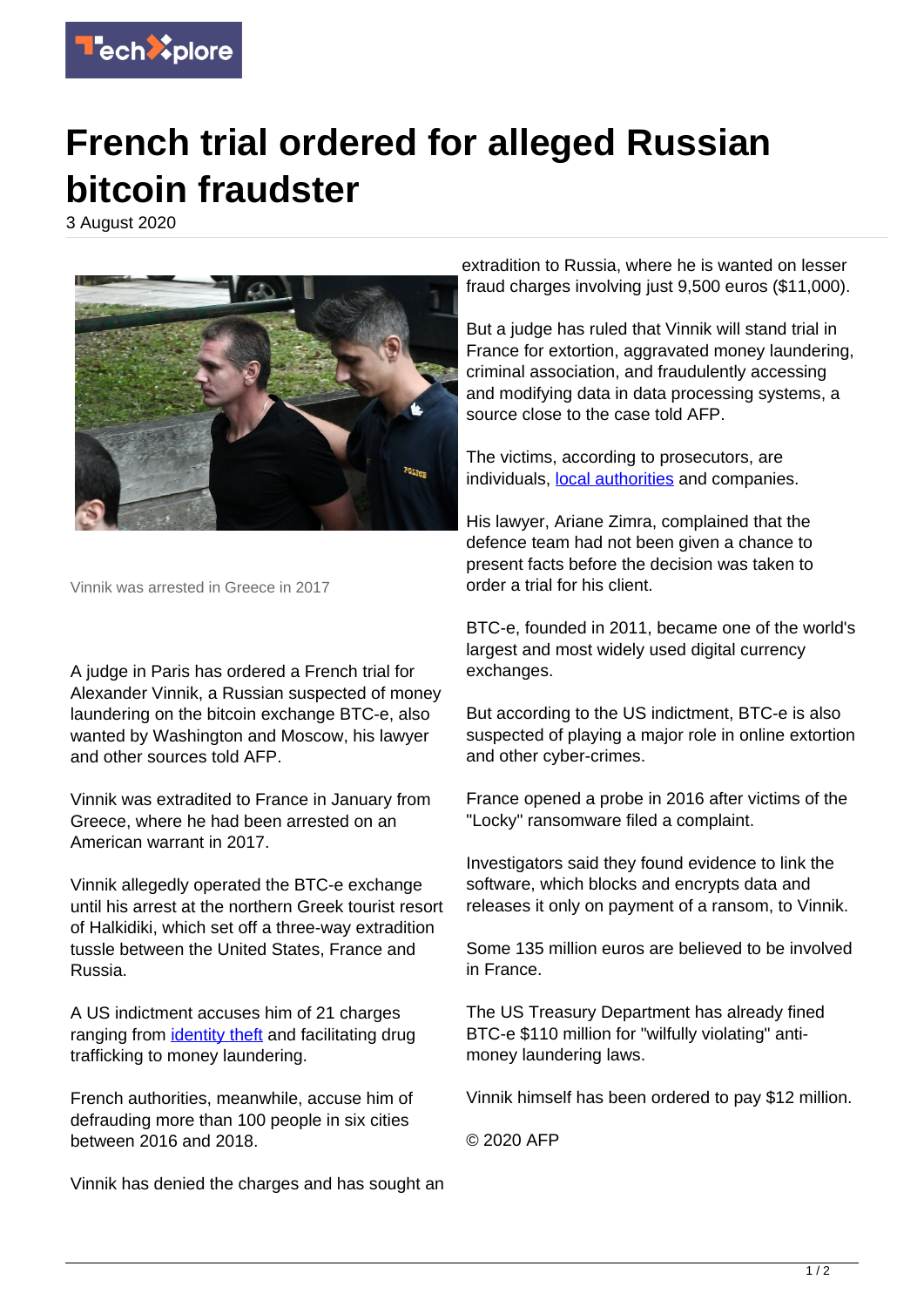# French trial ordered for alleged Russian bitcoin fraudster

3 August 2020

Vinnik was arrested in Greece in 2017

A judge in Paris has ordered a French trial for Alexander Vinnik, a Russian suspected of money laundering on the bitcoin exchange BTC-e, also wanted by Washington and Moscow, his lawyer and other sources told AFP.

Vinnik was extradited to France in January from Greece, where he had been arrested on an American warrant in 2017.

Vinnik allegedly operated the BTC-e exchange until his arrest at the northern Greek tourist resort of Halkidiki, which set off a three-way extradition tussle between the United States, France and Russia.

A US indictment accuses him of 21 charges ranging from identity theft and facilitating drug trafficking to money laundering.

French authorities, meanwhile, accuse him of defrauding more than 100 people in six cities between 2016 and 2018.

Vinnik has denied the charges and has sought an extradition to Russia, where he is wanted on lesser fraud charges involving just 9,500 euros ($11,000).

But a judge has ruled that Vinnik will stand trial in France for extortion, aggravated money laundering, criminal association, and fraudulently accessing and modifying data in data processing systems, a source close to the case told AFP.

The victims, according to prosecutors, are individuals, local authorities and companies.

His lawyer, Ariane Zimra, complained that the defence team had not been given a chance to present facts before the decision was taken to order a trial for his client.

BTC-e, founded in 2011, became one of the world's largest and most widely used digital currency exchanges.

But according to the US indictment, BTC-e is also suspected of playing a major role in online extortion and other cyber-crimes.

France opened a probe in 2016 after victims of the "Locky" ransomware filed a complaint.

Investigators said they found evidence to link the software, which blocks and encrypts data and releases it only on payment of a ransom, to Vinnik.

Some 135 million euros are believed to be involved in France.

The US Treasury Department has already fined BTC-e $110 million for "wilfully violating" anti-money laundering laws.

Vinnik himself has been ordered to pay $12 million.

© 2020 AFP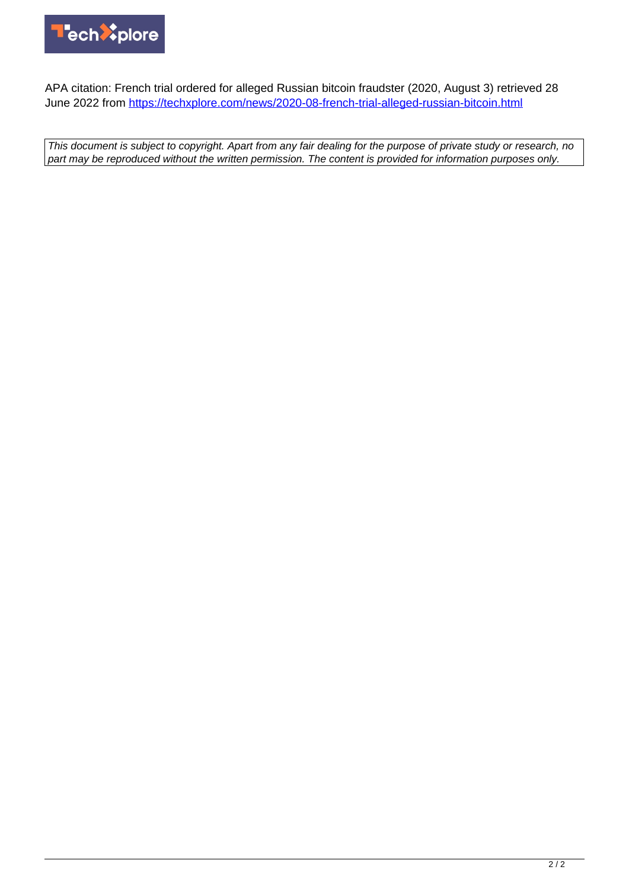APA citation: French trial ordered for alleged Russian bitcoin fraudster (2020, August 3) retrieved 28 June 2022 from https://techxplore.com/news/2020-08-french-trial-alleged-russian-bitcoin.html

*This document is subject to copyright. Apart from any fair dealing for the purpose of private study or research, no part may be reproduced without the written permission. The content is provided for information purposes only.*